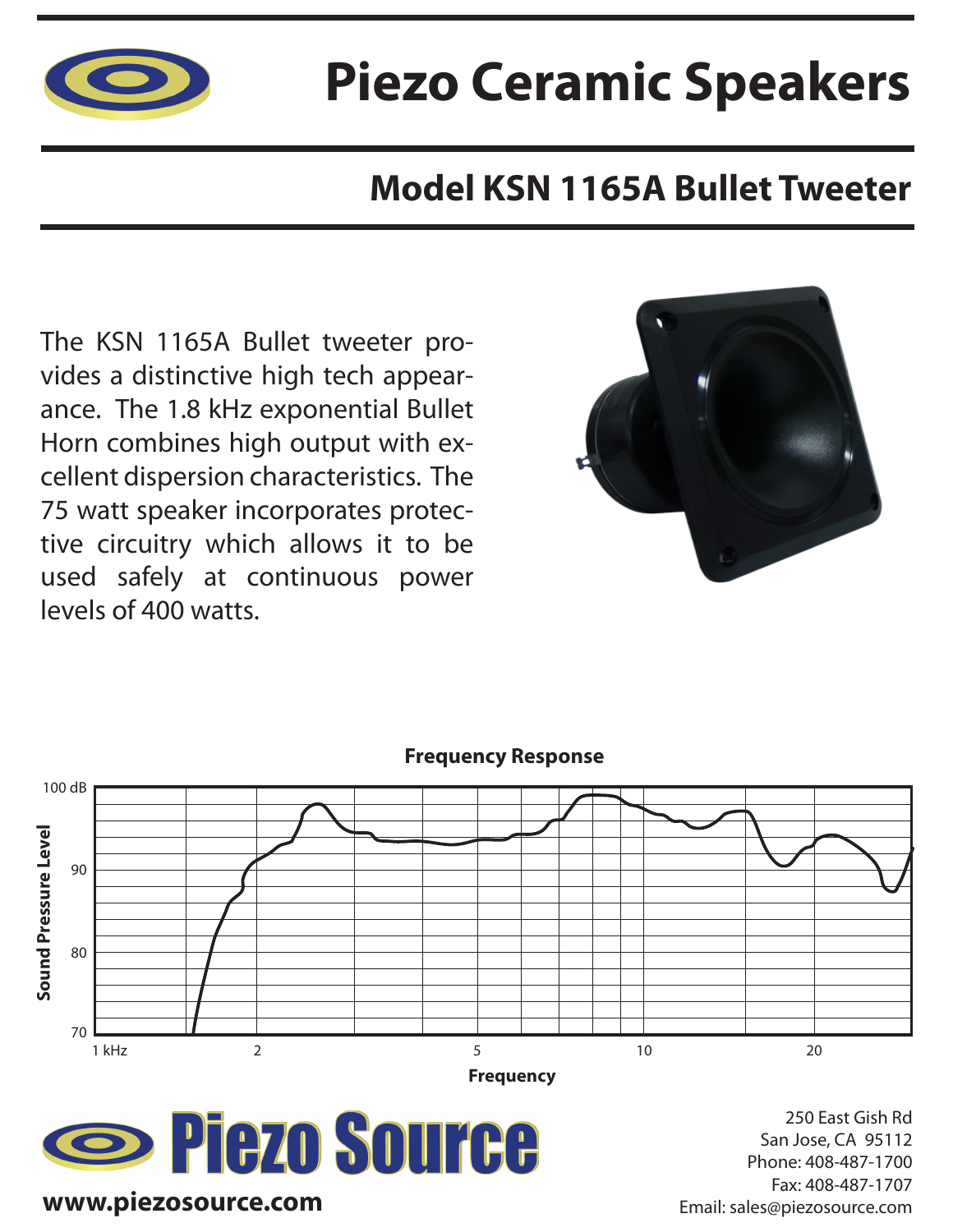# Piezo Ceramic Speakers

## Model KSN 1165A Bullet Tweeter

The KSN 1165A Bullet tweeter provides a distinctive high tech appearance. The 1.8 kHz exponential Bullet Horn combines high output with excellent dispersion characteristics. The 75 watt speaker incorporates protective circuitry which allows it to be used safely at continuous power levels of 400 watts.

**Frequency Response**

Sound Pressure Level: 70, 80, 90, 100 dB

Frequency: 1 kHz, 2, 5, 10, 20

**Piezo Source**

www.piezosource.com

250 East Gish Rd
San Jose, CA 95112
Phone: 408-487-1700
Fax: 408-487-1707
Email: sales@piezosource.com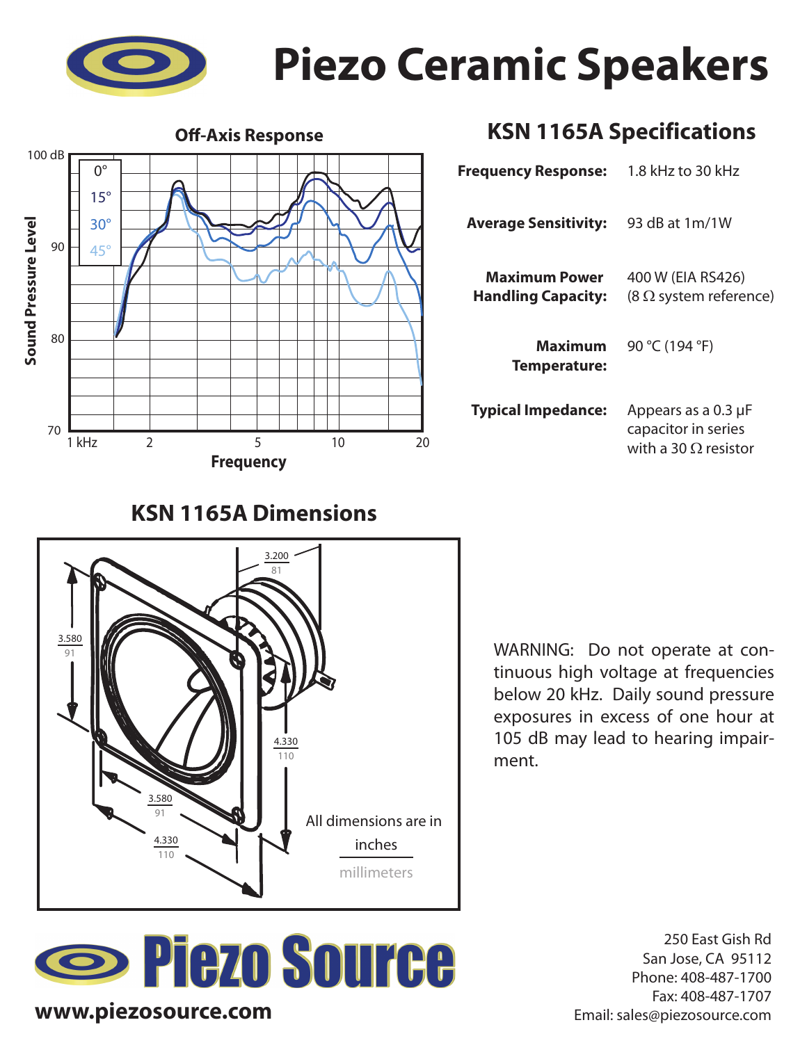# Piezo Ceramic Speakers

## Off-Axis Response

100 dB
90
80
70
Sound Pressure Level
0°
15°
30°
45°
1 kHz
2
5
10
20
Frequency

## KSN 1165A Specifications

| | |
|---|---|
| **Frequency Response:** | 1.8 kHz to 30 kHz |
| **Average Sensitivity:** | 93 dB at 1m/1W |
| **Maximum Power Handling Capacity:** | 400 W (EIA RS426) (8 Ω system reference) |
| **Maximum Temperature:** | 90 °C (194 °F) |
| **Typical Impedance:** | Appears as a 0.3 μF capacitor in series with a 30 Ω resistor |

## KSN 1165A Dimensions

3.200
81

3.580
91

4.330
110

3.580
91

4.330
110

All dimensions are in
inches
millimeters

WARNING: Do not operate at continuous high voltage at frequencies below 20 kHz. Daily sound pressure exposures in excess of one hour at 105 dB may lead to hearing impairment.

Piezo Source

www.piezosource.com

250 East Gish Rd
San Jose, CA 95112
Phone: 408-487-1700
Fax: 408-487-1707
Email: sales@piezosource.com